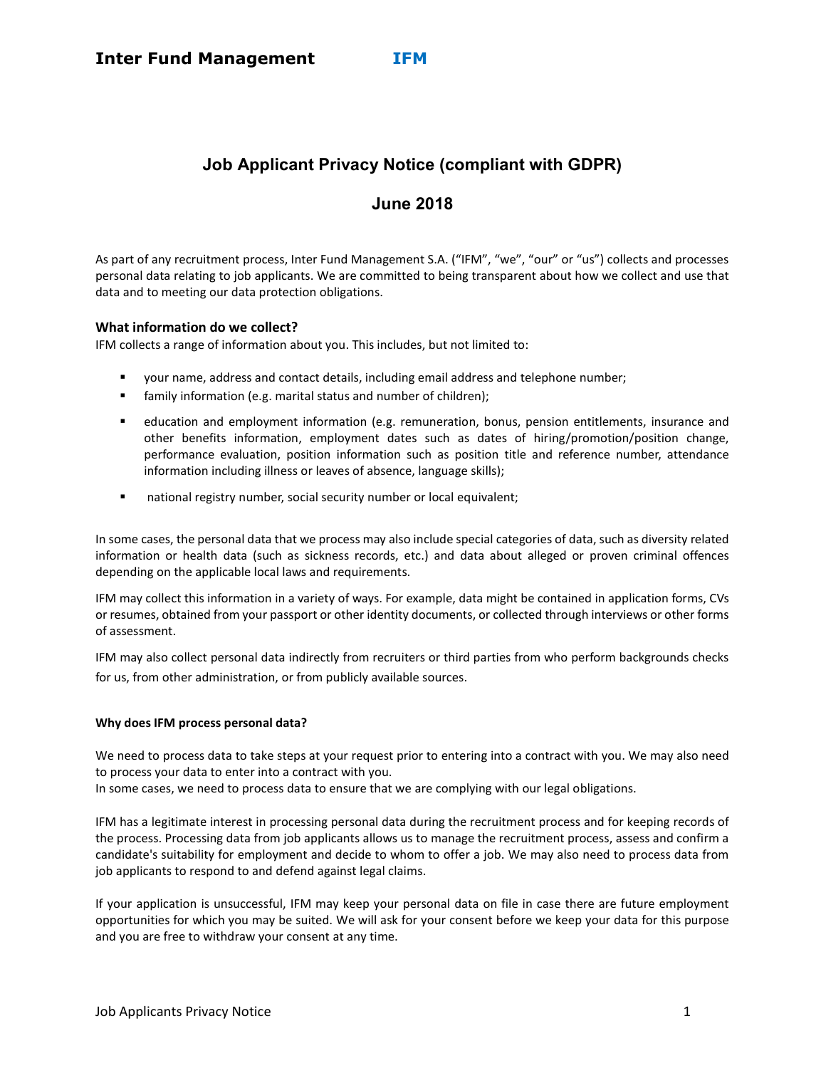**Inter Fund Management IFM**

# Job Applicant Privacy Notice (compliant with GDPR)

## June 2018

As part of any recruitment process, Inter Fund Management S.A. ("IFM", "we", "our" or "us") collects and processes personal data relating to job applicants. We are committed to being transparent about how we collect and use that data and to meeting our data protection obligations.

### What information do we collect?

IFM collects a range of information about you. This includes, but not limited to:

- your name, address and contact details, including email address and telephone number;
- family information (e.g. marital status and number of children);
- education and employment information (e.g. remuneration, bonus, pension entitlements, insurance and other benefits information, employment dates such as dates of hiring/promotion/position change, performance evaluation, position information such as position title and reference number, attendance information including illness or leaves of absence, language skills);
- national registry number, social security number or local equivalent;

In some cases, the personal data that we process may also include special categories of data, such as diversity related information or health data (such as sickness records, etc.) and data about alleged or proven criminal offences depending on the applicable local laws and requirements.

IFM may collect this information in a variety of ways. For example, data might be contained in application forms, CVs or resumes, obtained from your passport or other identity documents, or collected through interviews or other forms of assessment.

IFM may also collect personal data indirectly from recruiters or third parties from who perform backgrounds checks for us, from other administration, or from publicly available sources.

#### Why does IFM process personal data?

We need to process data to take steps at your request prior to entering into a contract with you. We may also need to process your data to enter into a contract with you.
In some cases, we need to process data to ensure that we are complying with our legal obligations.

IFM has a legitimate interest in processing personal data during the recruitment process and for keeping records of the process. Processing data from job applicants allows us to manage the recruitment process, assess and confirm a candidate's suitability for employment and decide to whom to offer a job. We may also need to process data from job applicants to respond to and defend against legal claims.

If your application is unsuccessful, IFM may keep your personal data on file in case there are future employment opportunities for which you may be suited. We will ask for your consent before we keep your data for this purpose and you are free to withdraw your consent at any time.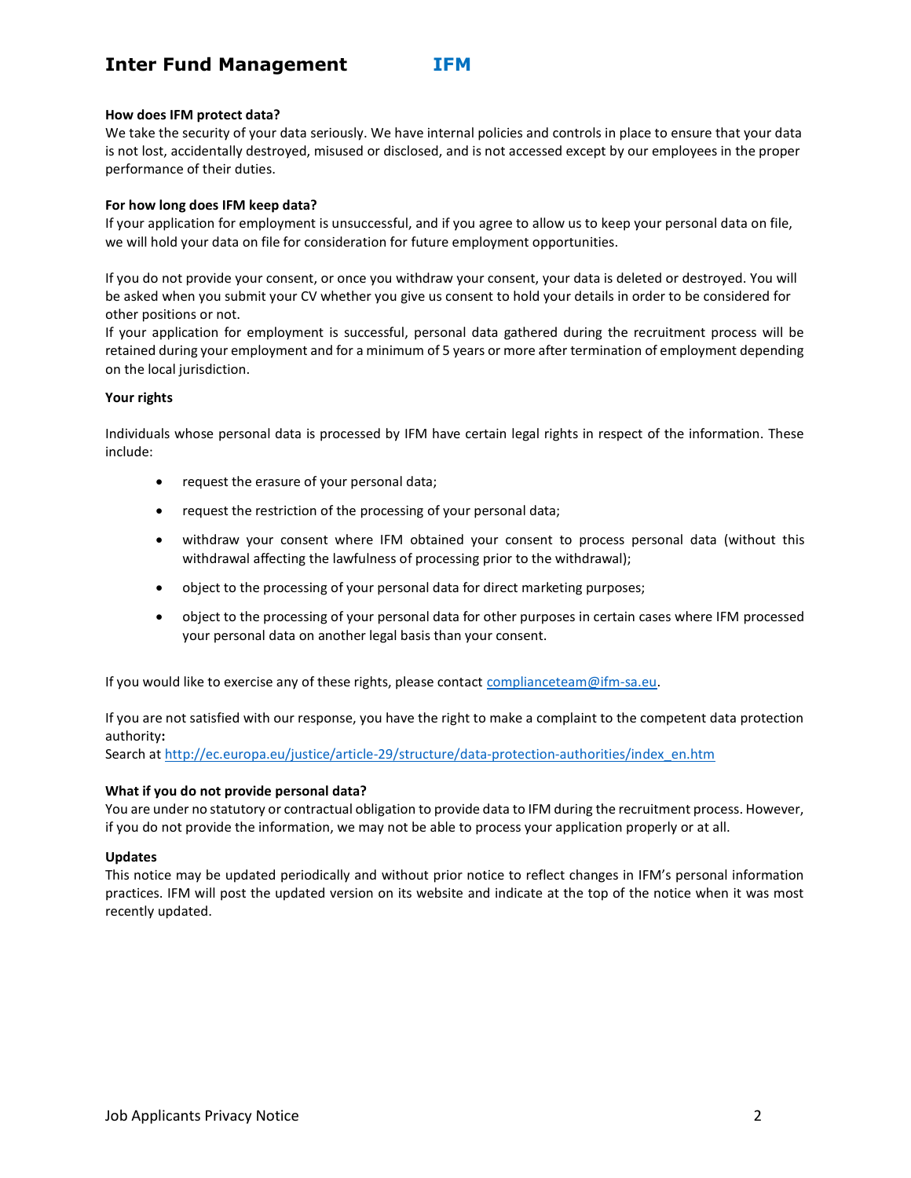**How does IFM protect data?**

We take the security of your data seriously. We have internal policies and controls in place to ensure that your data is not lost, accidentally destroyed, misused or disclosed, and is not accessed except by our employees in the proper performance of their duties.

**For how long does IFM keep data?**

If your application for employment is unsuccessful, and if you agree to allow us to keep your personal data on file, we will hold your data on file for consideration for future employment opportunities.

If you do not provide your consent, or once you withdraw your consent, your data is deleted or destroyed. You will be asked when you submit your CV whether you give us consent to hold your details in order to be considered for other positions or not.

If your application for employment is successful, personal data gathered during the recruitment process will be retained during your employment and for a minimum of 5 years or more after termination of employment depending on the local jurisdiction.

**Your rights**

Individuals whose personal data is processed by IFM have certain legal rights in respect of the information. These include:

- request the erasure of your personal data;
- request the restriction of the processing of your personal data;
- withdraw your consent where IFM obtained your consent to process personal data (without this withdrawal affecting the lawfulness of processing prior to the withdrawal);
- object to the processing of your personal data for direct marketing purposes;
- object to the processing of your personal data for other purposes in certain cases where IFM processed your personal data on another legal basis than your consent.

If you would like to exercise any of these rights, please contact complianceteam@ifm-sa.eu.

If you are not satisfied with our response, you have the right to make a complaint to the competent data protection authority**:**

Search at http://ec.europa.eu/justice/article-29/structure/data-protection-authorities/index_en.htm

**What if you do not provide personal data?**

You are under no statutory or contractual obligation to provide data to IFM during the recruitment process. However, if you do not provide the information, we may not be able to process your application properly or at all.

**Updates**

This notice may be updated periodically and without prior notice to reflect changes in IFM's personal information practices. IFM will post the updated version on its website and indicate at the top of the notice when it was most recently updated.